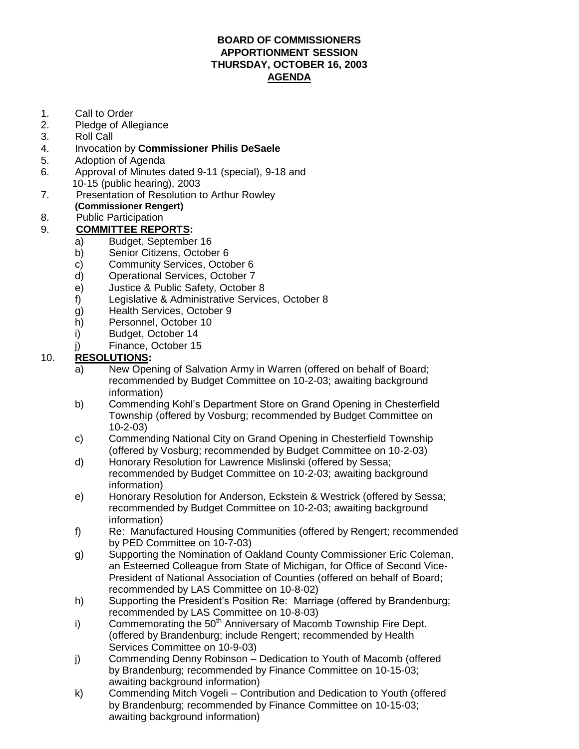**BOARD OF COMMISSIONERS**
**APPORTIONMENT SESSION**
**THURSDAY, OCTOBER 16, 2003**
**AGENDA**

1. Call to Order
2. Pledge of Allegiance
3. Roll Call
4. Invocation by **Commissioner Philis DeSaele**
5. Adoption of Agenda
6. Approval of Minutes dated 9-11 (special), 9-18 and 10-15 (public hearing), 2003
7. Presentation of Resolution to Arthur Rowley **(Commissioner Rengert)**
8. Public Participation
9. **COMMITTEE REPORTS:**
   - a) Budget, September 16
   - b) Senior Citizens, October 6
   - c) Community Services, October 6
   - d) Operational Services, October 7
   - e) Justice & Public Safety, October 8
   - f) Legislative & Administrative Services, October 8
   - g) Health Services, October 9
   - h) Personnel, October 10
   - i) Budget, October 14
   - j) Finance, October 15
10. **RESOLUTIONS:**
    - a) New Opening of Salvation Army in Warren (offered on behalf of Board; recommended by Budget Committee on 10-2-03; awaiting background information)
    - b) Commending Kohl's Department Store on Grand Opening in Chesterfield Township (offered by Vosburg; recommended by Budget Committee on 10-2-03)
    - c) Commending National City on Grand Opening in Chesterfield Township (offered by Vosburg; recommended by Budget Committee on 10-2-03)
    - d) Honorary Resolution for Lawrence Mislinski (offered by Sessa; recommended by Budget Committee on 10-2-03; awaiting background information)
    - e) Honorary Resolution for Anderson, Eckstein & Westrick (offered by Sessa; recommended by Budget Committee on 10-2-03; awaiting background information)
    - f) Re: Manufactured Housing Communities (offered by Rengert; recommended by PED Committee on 10-7-03)
    - g) Supporting the Nomination of Oakland County Commissioner Eric Coleman, an Esteemed Colleague from State of Michigan, for Office of Second Vice-President of National Association of Counties (offered on behalf of Board; recommended by LAS Committee on 10-8-02)
    - h) Supporting the President's Position Re: Marriage (offered by Brandenburg; recommended by LAS Committee on 10-8-03)
    - i) Commemorating the 50th Anniversary of Macomb Township Fire Dept. (offered by Brandenburg; include Rengert; recommended by Health Services Committee on 10-9-03)
    - j) Commending Denny Robinson – Dedication to Youth of Macomb (offered by Brandenburg; recommended by Finance Committee on 10-15-03; awaiting background information)
    - k) Commending Mitch Vogeli – Contribution and Dedication to Youth (offered by Brandenburg; recommended by Finance Committee on 10-15-03; awaiting background information)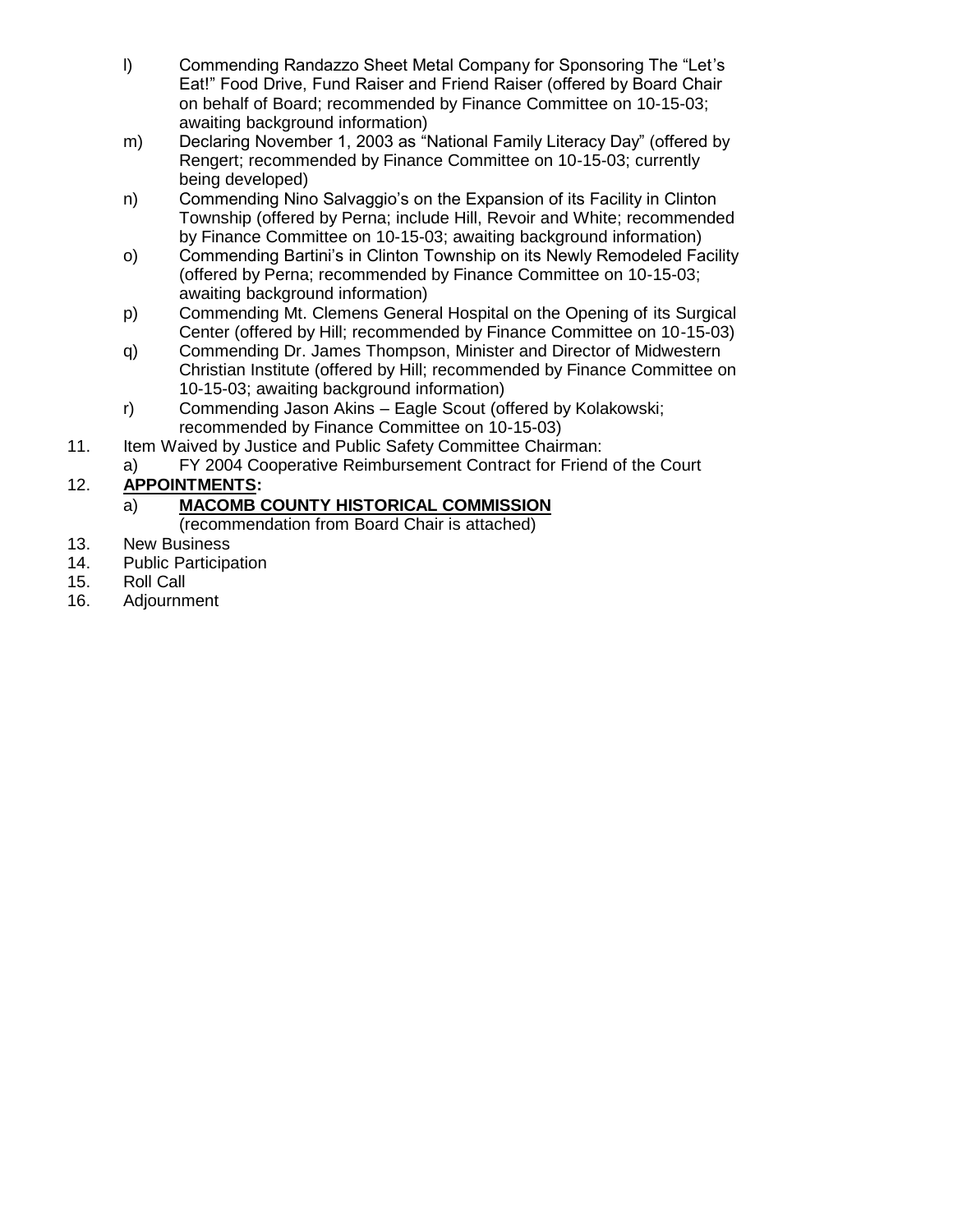l) Commending Randazzo Sheet Metal Company for Sponsoring The "Let's Eat!" Food Drive, Fund Raiser and Friend Raiser (offered by Board Chair on behalf of Board; recommended by Finance Committee on 10-15-03; awaiting background information)

m) Declaring November 1, 2003 as "National Family Literacy Day" (offered by Rengert; recommended by Finance Committee on 10-15-03; currently being developed)

n) Commending Nino Salvaggio's on the Expansion of its Facility in Clinton Township (offered by Perna; include Hill, Revoir and White; recommended by Finance Committee on 10-15-03; awaiting background information)

o) Commending Bartini's in Clinton Township on its Newly Remodeled Facility (offered by Perna; recommended by Finance Committee on 10-15-03; awaiting background information)

p) Commending Mt. Clemens General Hospital on the Opening of its Surgical Center (offered by Hill; recommended by Finance Committee on 10-15-03)

q) Commending Dr. James Thompson, Minister and Director of Midwestern Christian Institute (offered by Hill; recommended by Finance Committee on 10-15-03; awaiting background information)

r) Commending Jason Akins – Eagle Scout (offered by Kolakowski; recommended by Finance Committee on 10-15-03)

11. Item Waived by Justice and Public Safety Committee Chairman:

    a) FY 2004 Cooperative Reimbursement Contract for Friend of the Court

12. **<u>APPOINTMENTS</u>:**

    a) **<u>MACOMB COUNTY HISTORICAL COMMISSION</u>**
    (recommendation from Board Chair is attached)

13. New Business
14. Public Participation
15. Roll Call
16. Adjournment